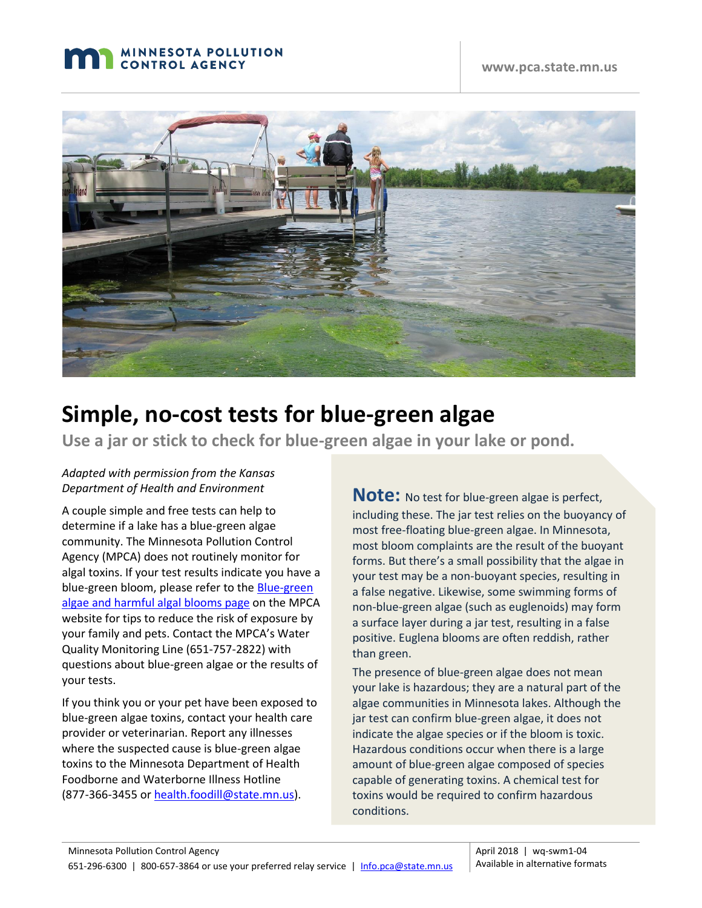MINNESOTA POLLUTION CONTROL AGENCY

www.pca.state.mn.us

# Simple, no-cost tests for blue-green algae

## Use a jar or stick to check for blue-green algae in your lake or pond.

*Adapted with permission from the Kansas Department of Health and Environment*

A couple simple and free tests can help to determine if a lake has a blue-green algae community. The Minnesota Pollution Control Agency (MPCA) does not routinely monitor for algal toxins. If your test results indicate you have a blue-green bloom, please refer to the [Blue-green algae and harmful algal blooms page](https://www.pca.state.mn.us) on the MPCA website for tips to reduce the risk of exposure by your family and pets. Contact the MPCA's Water Quality Monitoring Line (651-757-2822) with questions about blue-green algae or the results of your tests.

If you think you or your pet have been exposed to blue-green algae toxins, contact your health care provider or veterinarian. Report any illnesses where the suspected cause is blue-green algae toxins to the Minnesota Department of Health Foodborne and Waterborne Illness Hotline (877-366-3455 or [health.foodill@state.mn.us](mailto:health.foodill@state.mn.us)).

**Note:** No test for blue-green algae is perfect, including these. The jar test relies on the buoyancy of most free-floating blue-green algae. In Minnesota, most bloom complaints are the result of the buoyant forms. But there's a small possibility that the algae in your test may be a non-buoyant species, resulting in a false negative. Likewise, some swimming forms of non-blue-green algae (such as euglenoids) may form a surface layer during a jar test, resulting in a false positive. Euglena blooms are often reddish, rather than green.

The presence of blue-green algae does not mean your lake is hazardous; they are a natural part of the algae communities in Minnesota lakes. Although the jar test can confirm blue-green algae, it does not indicate the algae species or if the bloom is toxic. Hazardous conditions occur when there is a large amount of blue-green algae composed of species capable of generating toxins. A chemical test for toxins would be required to confirm hazardous conditions.

Minnesota Pollution Control Agency
651-296-6300 | 800-657-3864 or use your preferred relay service | [Info.pca@state.mn.us](mailto:Info.pca@state.mn.us)

April 2018 | wq-swm1-04
Available in alternative formats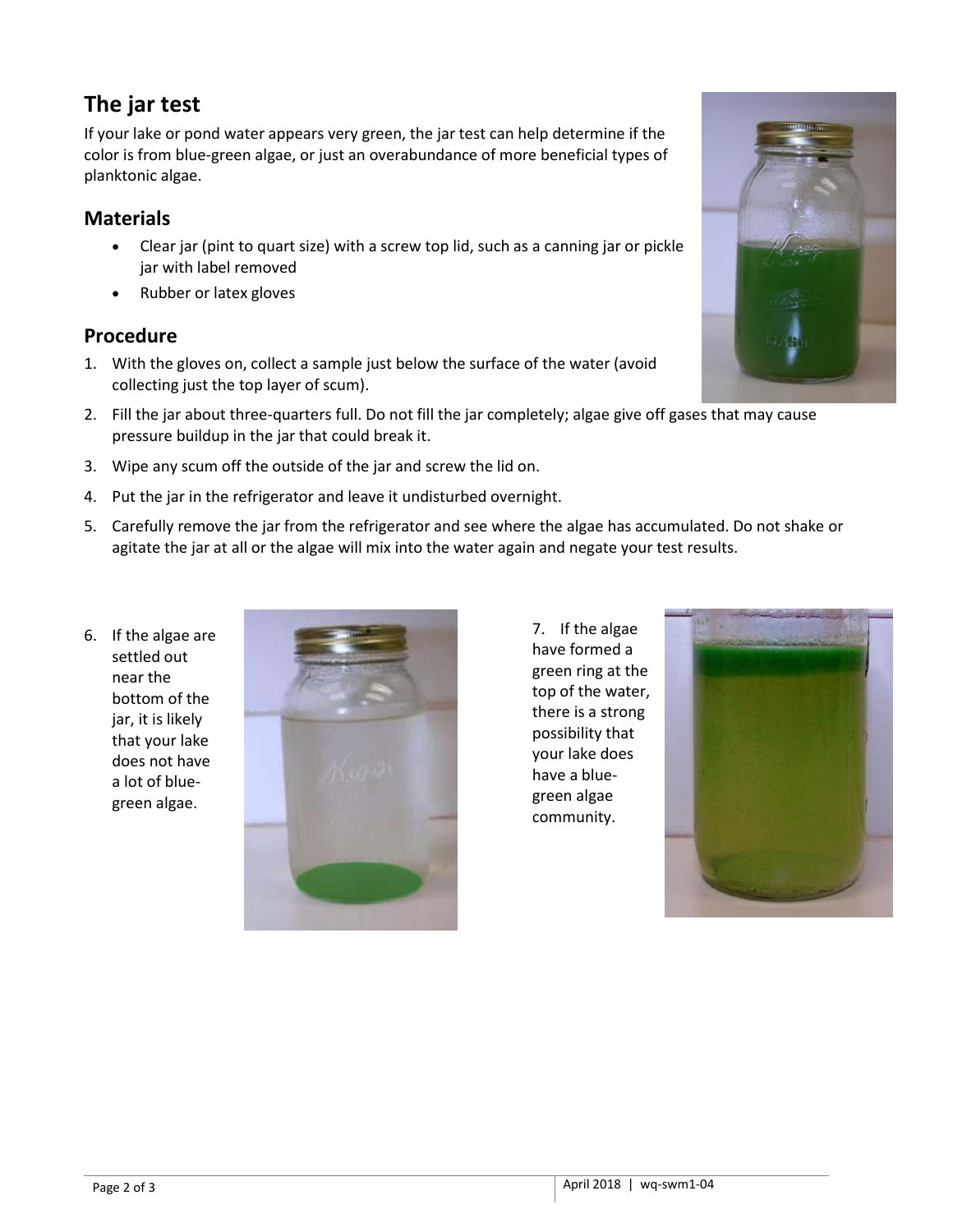## The jar test

If your lake or pond water appears very green, the jar test can help determine if the color is from blue-green algae, or just an overabundance of more beneficial types of planktonic algae.

### Materials

- Clear jar (pint to quart size) with a screw top lid, such as a canning jar or pickle jar with label removed
- Rubber or latex gloves

### Procedure

1. With the gloves on, collect a sample just below the surface of the water (avoid collecting just the top layer of scum).
2. Fill the jar about three-quarters full. Do not fill the jar completely; algae give off gases that may cause pressure buildup in the jar that could break it.
3. Wipe any scum off the outside of the jar and screw the lid on.
4. Put the jar in the refrigerator and leave it undisturbed overnight.
5. Carefully remove the jar from the refrigerator and see where the algae has accumulated. Do not shake or agitate the jar at all or the algae will mix into the water again and negate your test results.
6. If the algae are settled out near the bottom of the jar, it is likely that your lake does not have a lot of blue-green algae.
7. If the algae have formed a green ring at the top of the water, there is a strong possibility that your lake does have a blue-green algae community.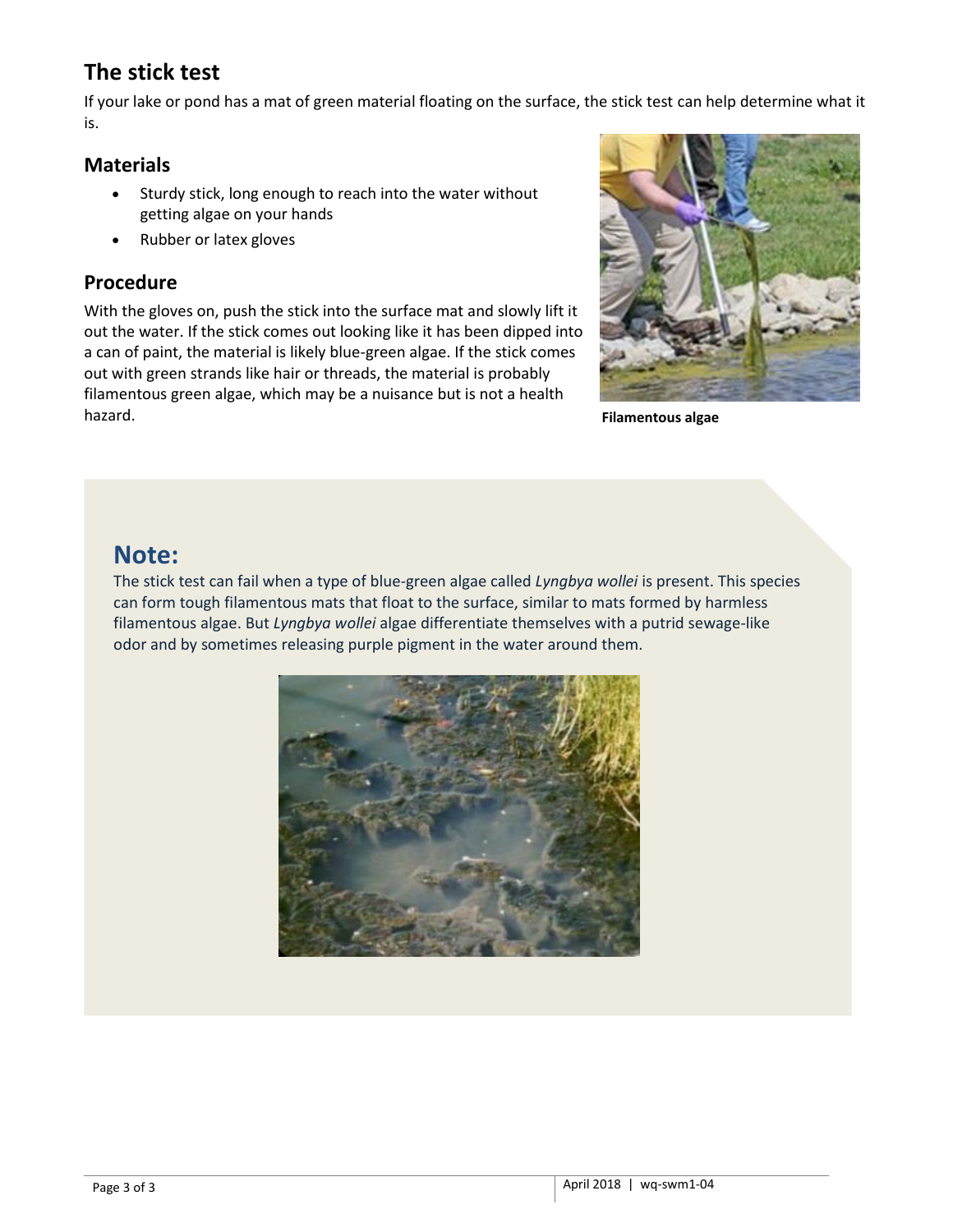## The stick test

If your lake or pond has a mat of green material floating on the surface, the stick test can help determine what it is.

### Materials

- Sturdy stick, long enough to reach into the water without getting algae on your hands
- Rubber or latex gloves

### Procedure

With the gloves on, push the stick into the surface mat and slowly lift it out the water. If the stick comes out looking like it has been dipped into a can of paint, the material is likely blue-green algae. If the stick comes out with green strands like hair or threads, the material is probably filamentous green algae, which may be a nuisance but is not a health hazard.

**Filamentous algae**

## Note:

The stick test can fail when a type of blue-green algae called *Lyngbya wollei* is present. This species can form tough filamentous mats that float to the surface, similar to mats formed by harmless filamentous algae. But *Lyngbya wollei* algae differentiate themselves with a putrid sewage-like odor and by sometimes releasing purple pigment in the water around them.

April 2018 | wq-swm1-04